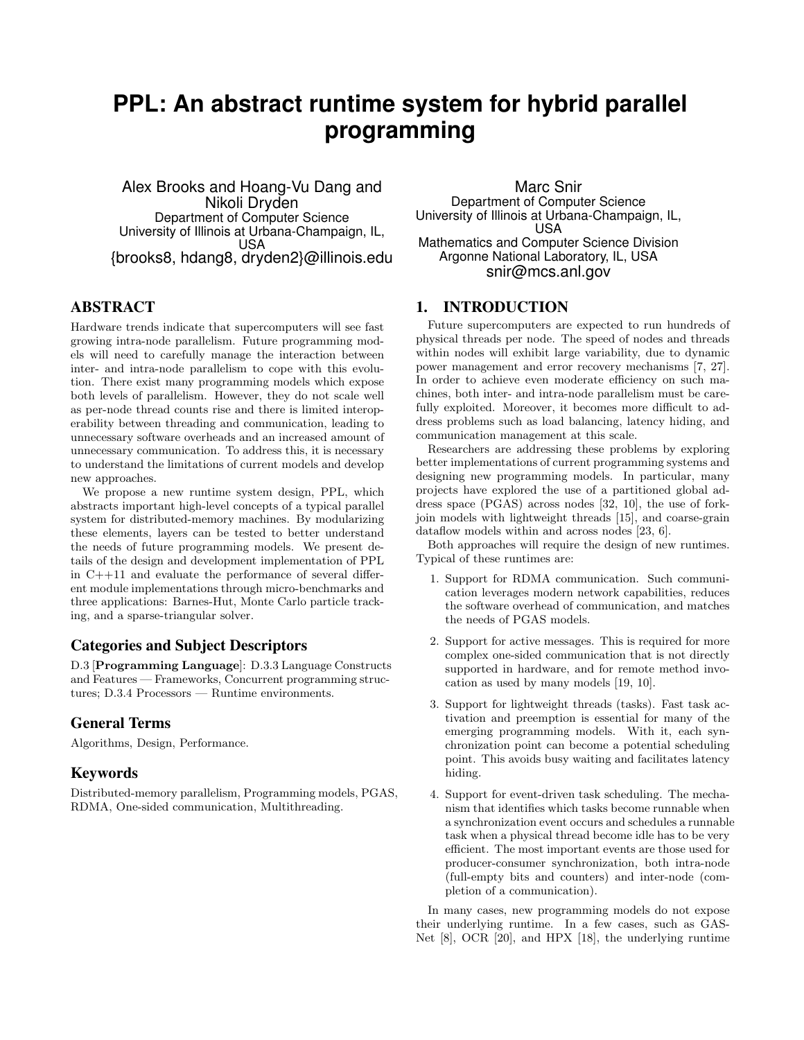# PPL: An abstract runtime system for hybrid parallel programming

Alex Brooks and Hoang-Vu Dang and Nikoli Dryden
Department of Computer Science
University of Illinois at Urbana-Champaign, IL, USA
{brooks8, hdang8, dryden2}@illinois.edu

Marc Snir
Department of Computer Science
University of Illinois at Urbana-Champaign, IL, USA
Mathematics and Computer Science Division
Argonne National Laboratory, IL, USA
snir@mcs.anl.gov

## ABSTRACT

Hardware trends indicate that supercomputers will see fast growing intra-node parallelism. Future programming models will need to carefully manage the interaction between inter- and intra-node parallelism to cope with this evolution. There exist many programming models which expose both levels of parallelism. However, they do not scale well as per-node thread counts rise and there is limited interoperability between threading and communication, leading to unnecessary software overheads and an increased amount of unnecessary communication. To address this, it is necessary to understand the limitations of current models and develop new approaches.

We propose a new runtime system design, PPL, which abstracts important high-level concepts of a typical parallel system for distributed-memory machines. By modularizing these elements, layers can be tested to better understand the needs of future programming models. We present details of the design and development implementation of PPL in C++11 and evaluate the performance of several different module implementations through micro-benchmarks and three applications: Barnes-Hut, Monte Carlo particle tracking, and a sparse-triangular solver.

### Categories and Subject Descriptors

D.3 [**Programming Language**]: D.3.3 Language Constructs and Features — Frameworks, Concurrent programming structures; D.3.4 Processors — Runtime environments.

### General Terms

Algorithms, Design, Performance.

### Keywords

Distributed-memory parallelism, Programming models, PGAS, RDMA, One-sided communication, Multithreading.

## 1. INTRODUCTION

Future supercomputers are expected to run hundreds of physical threads per node. The speed of nodes and threads within nodes will exhibit large variability, due to dynamic power management and error recovery mechanisms [7, 27]. In order to achieve even moderate efficiency on such machines, both inter- and intra-node parallelism must be carefully exploited. Moreover, it becomes more difficult to address problems such as load balancing, latency hiding, and communication management at this scale.

Researchers are addressing these problems by exploring better implementations of current programming systems and designing new programming models. In particular, many projects have explored the use of a partitioned global address space (PGAS) across nodes [32, 10], the use of fork-join models with lightweight threads [15], and coarse-grain dataflow models within and across nodes [23, 6].

Both approaches will require the design of new runtimes. Typical of these runtimes are:

1. Support for RDMA communication. Such communication leverages modern network capabilities, reduces the software overhead of communication, and matches the needs of PGAS models.
2. Support for active messages. This is required for more complex one-sided communication that is not directly supported in hardware, and for remote method invocation as used by many models [19, 10].
3. Support for lightweight threads (tasks). Fast task activation and preemption is essential for many of the emerging programming models. With it, each synchronization point can become a potential scheduling point. This avoids busy waiting and facilitates latency hiding.
4. Support for event-driven task scheduling. The mechanism that identifies which tasks become runnable when a synchronization event occurs and schedules a runnable task when a physical thread become idle has to be very efficient. The most important events are those used for producer-consumer synchronization, both intra-node (full-empty bits and counters) and inter-node (completion of a communication).

In many cases, new programming models do not expose their underlying runtime. In a few cases, such as GASNet [8], OCR [20], and HPX [18], the underlying runtime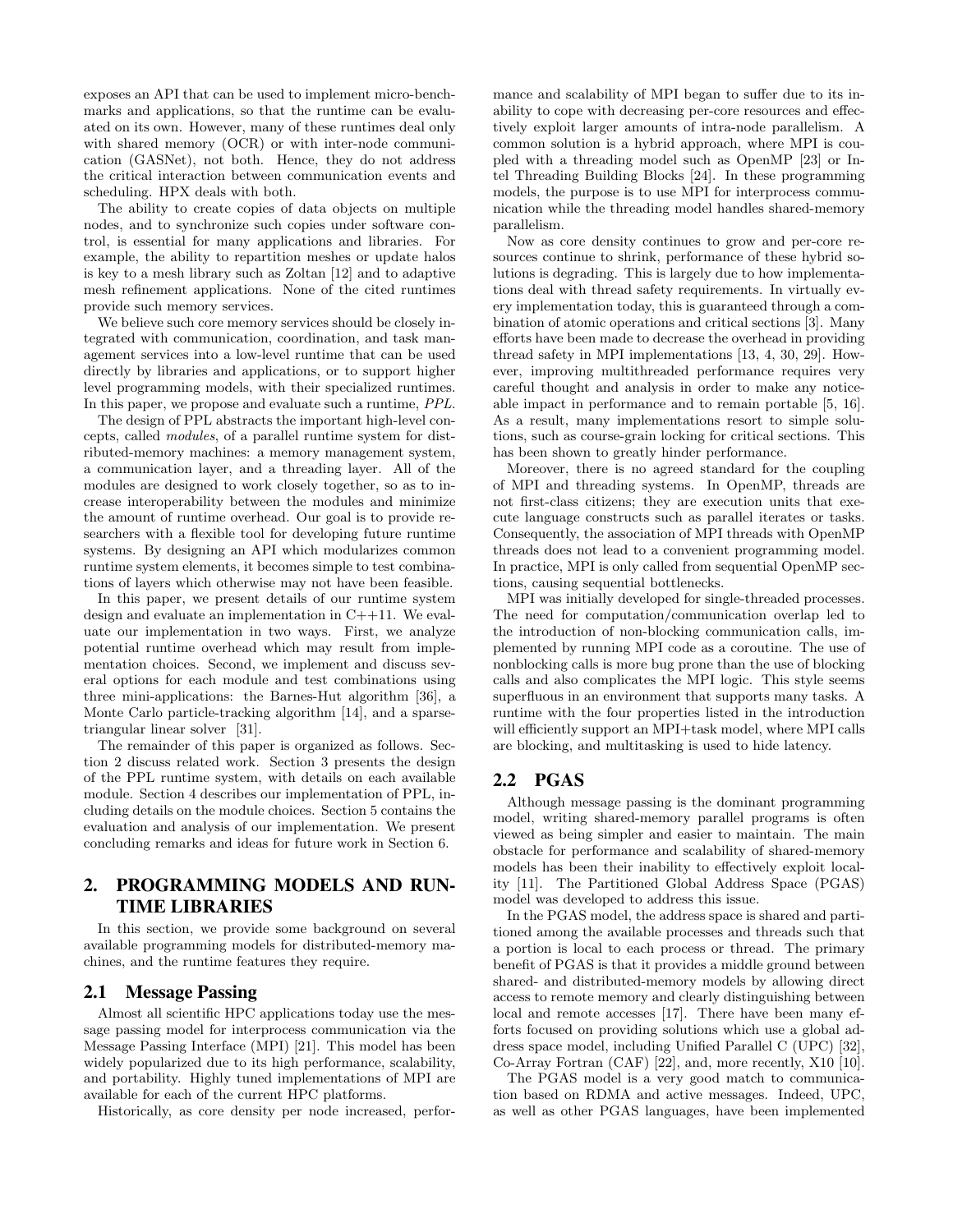exposes an API that can be used to implement micro-benchmarks and applications, so that the runtime can be evaluated on its own. However, many of these runtimes deal only with shared memory (OCR) or with inter-node communication (GASNet), not both. Hence, they do not address the critical interaction between communication events and scheduling. HPX deals with both.

The ability to create copies of data objects on multiple nodes, and to synchronize such copies under software control, is essential for many applications and libraries. For example, the ability to repartition meshes or update halos is key to a mesh library such as Zoltan [12] and to adaptive mesh refinement applications. None of the cited runtimes provide such memory services.

We believe such core memory services should be closely integrated with communication, coordination, and task management services into a low-level runtime that can be used directly by libraries and applications, or to support higher level programming models, with their specialized runtimes. In this paper, we propose and evaluate such a runtime, *PPL*.

The design of PPL abstracts the important high-level concepts, called *modules*, of a parallel runtime system for distributed-memory machines: a memory management system, a communication layer, and a threading layer. All of the modules are designed to work closely together, so as to increase interoperability between the modules and minimize the amount of runtime overhead. Our goal is to provide researchers with a flexible tool for developing future runtime systems. By designing an API which modularizes common runtime system elements, it becomes simple to test combinations of layers which otherwise may not have been feasible.

In this paper, we present details of our runtime system design and evaluate an implementation in C++11. We evaluate our implementation in two ways. First, we analyze potential runtime overhead which may result from implementation choices. Second, we implement and discuss several options for each module and test combinations using three mini-applications: the Barnes-Hut algorithm [36], a Monte Carlo particle-tracking algorithm [14], and a sparse-triangular linear solver [31].

The remainder of this paper is organized as follows. Section 2 discuss related work. Section 3 presents the design of the PPL runtime system, with details on each available module. Section 4 describes our implementation of PPL, including details on the module choices. Section 5 contains the evaluation and analysis of our implementation. We present concluding remarks and ideas for future work in Section 6.

## 2. PROGRAMMING MODELS AND RUNTIME LIBRARIES

In this section, we provide some background on several available programming models for distributed-memory machines, and the runtime features they require.

### 2.1 Message Passing

Almost all scientific HPC applications today use the message passing model for interprocess communication via the Message Passing Interface (MPI) [21]. This model has been widely popularized due to its high performance, scalability, and portability. Highly tuned implementations of MPI are available for each of the current HPC platforms.

Historically, as core density per node increased, performance and scalability of MPI began to suffer due to its inability to cope with decreasing per-core resources and effectively exploit larger amounts of intra-node parallelism. A common solution is a hybrid approach, where MPI is coupled with a threading model such as OpenMP [23] or Intel Threading Building Blocks [24]. In these programming models, the purpose is to use MPI for interprocess communication while the threading model handles shared-memory parallelism.

Now as core density continues to grow and per-core resources continue to shrink, performance of these hybrid solutions is degrading. This is largely due to how implementations deal with thread safety requirements. In virtually every implementation today, this is guaranteed through a combination of atomic operations and critical sections [3]. Many efforts have been made to decrease the overhead in providing thread safety in MPI implementations [13, 4, 30, 29]. However, improving multithreaded performance requires very careful thought and analysis in order to make any noticeable impact in performance and to remain portable [5, 16]. As a result, many implementations resort to simple solutions, such as course-grain locking for critical sections. This has been shown to greatly hinder performance.

Moreover, there is no agreed standard for the coupling of MPI and threading systems. In OpenMP, threads are not first-class citizens; they are execution units that execute language constructs such as parallel iterates or tasks. Consequently, the association of MPI threads with OpenMP threads does not lead to a convenient programming model. In practice, MPI is only called from sequential OpenMP sections, causing sequential bottlenecks.

MPI was initially developed for single-threaded processes. The need for computation/communication overlap led to the introduction of non-blocking communication calls, implemented by running MPI code as a coroutine. The use of nonblocking calls is more bug prone than the use of blocking calls and also complicates the MPI logic. This style seems superfluous in an environment that supports many tasks. A runtime with the four properties listed in the introduction will efficiently support an MPI+task model, where MPI calls are blocking, and multitasking is used to hide latency.

### 2.2 PGAS

Although message passing is the dominant programming model, writing shared-memory parallel programs is often viewed as being simpler and easier to maintain. The main obstacle for performance and scalability of shared-memory models has been their inability to effectively exploit locality [11]. The Partitioned Global Address Space (PGAS) model was developed to address this issue.

In the PGAS model, the address space is shared and partitioned among the available processes and threads such that a portion is local to each process or thread. The primary benefit of PGAS is that it provides a middle ground between shared- and distributed-memory models by allowing direct access to remote memory and clearly distinguishing between local and remote accesses [17]. There have been many efforts focused on providing solutions which use a global address space model, including Unified Parallel C (UPC) [32], Co-Array Fortran (CAF) [22], and, more recently, X10 [10].

The PGAS model is a very good match to communication based on RDMA and active messages. Indeed, UPC, as well as other PGAS languages, have been implemented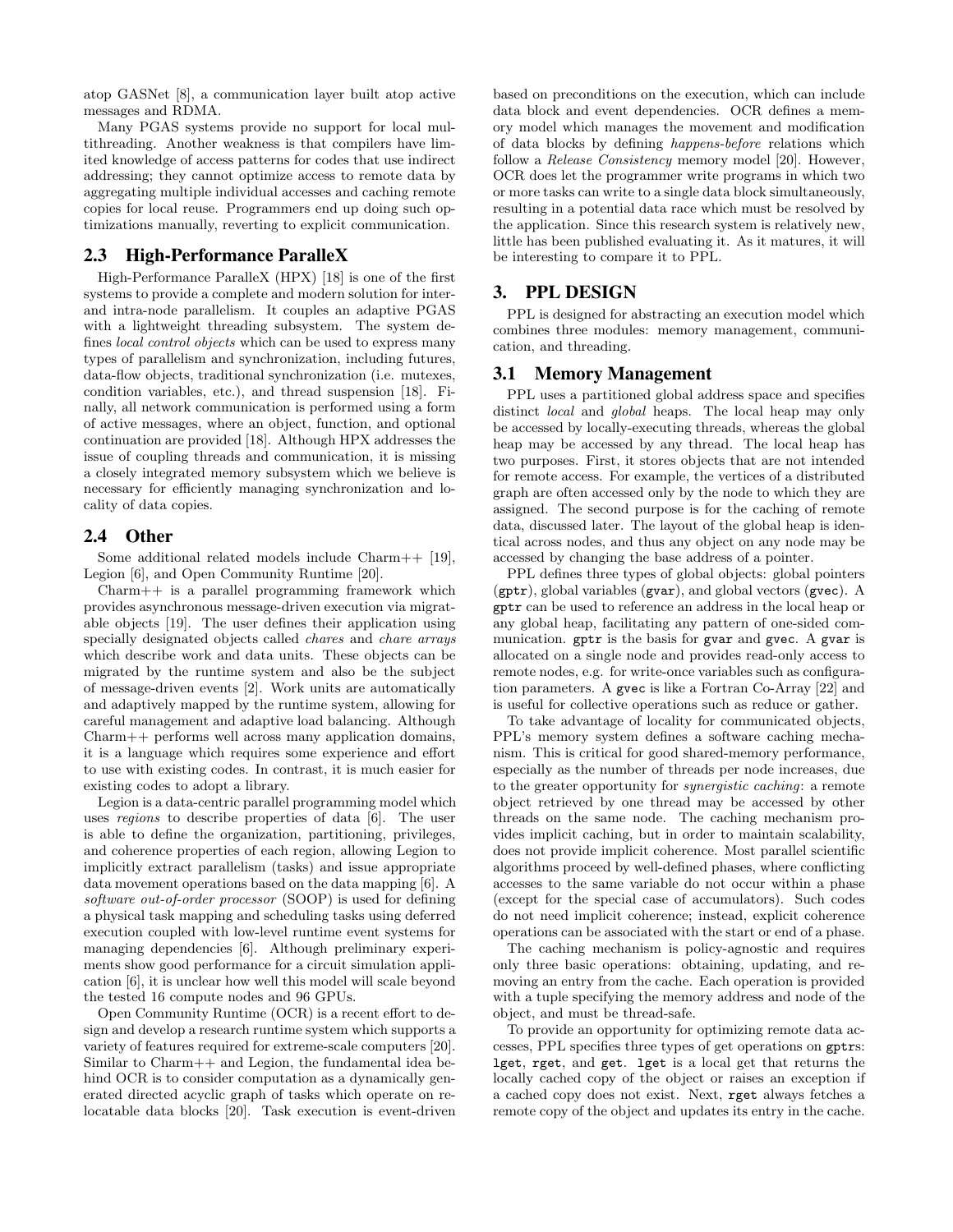atop GASNet [8], a communication layer built atop active messages and RDMA.

Many PGAS systems provide no support for local multithreading. Another weakness is that compilers have limited knowledge of access patterns for codes that use indirect addressing; they cannot optimize access to remote data by aggregating multiple individual accesses and caching remote copies for local reuse. Programmers end up doing such optimizations manually, reverting to explicit communication.

## 2.3 High-Performance ParalleX

High-Performance ParalleX (HPX) [18] is one of the first systems to provide a complete and modern solution for inter- and intra-node parallelism. It couples an adaptive PGAS with a lightweight threading subsystem. The system defines *local control objects* which can be used to express many types of parallelism and synchronization, including futures, data-flow objects, traditional synchronization (i.e. mutexes, condition variables, etc.), and thread suspension [18]. Finally, all network communication is performed using a form of active messages, where an object, function, and optional continuation are provided [18]. Although HPX addresses the issue of coupling threads and communication, it is missing a closely integrated memory subsystem which we believe is necessary for efficiently managing synchronization and locality of data copies.

## 2.4 Other

Some additional related models include Charm++ [19], Legion [6], and Open Community Runtime [20].

Charm++ is a parallel programming framework which provides asynchronous message-driven execution via migratable objects [19]. The user defines their application using specially designated objects called *chares* and *chare arrays* which describe work and data units. These objects can be migrated by the runtime system and also be the subject of message-driven events [2]. Work units are automatically and adaptively mapped by the runtime system, allowing for careful management and adaptive load balancing. Although Charm++ performs well across many application domains, it is a language which requires some experience and effort to use with existing codes. In contrast, it is much easier for existing codes to adopt a library.

Legion is a data-centric parallel programming model which uses *regions* to describe properties of data [6]. The user is able to define the organization, partitioning, privileges, and coherence properties of each region, allowing Legion to implicitly extract parallelism (tasks) and issue appropriate data movement operations based on the data mapping [6]. A *software out-of-order processor* (SOOP) is used for defining a physical task mapping and scheduling tasks using deferred execution coupled with low-level runtime event systems for managing dependencies [6]. Although preliminary experiments show good performance for a circuit simulation application [6], it is unclear how well this model will scale beyond the tested 16 compute nodes and 96 GPUs.

Open Community Runtime (OCR) is a recent effort to design and develop a research runtime system which supports a variety of features required for extreme-scale computers [20]. Similar to Charm++ and Legion, the fundamental idea behind OCR is to consider computation as a dynamically generated directed acyclic graph of tasks which operate on relocatable data blocks [20]. Task execution is event-driven based on preconditions on the execution, which can include data block and event dependencies. OCR defines a memory model which manages the movement and modification of data blocks by defining *happens-before* relations which follow a *Release Consistency* memory model [20]. However, OCR does let the programmer write programs in which two or more tasks can write to a single data block simultaneously, resulting in a potential data race which must be resolved by the application. Since this research system is relatively new, little has been published evaluating it. As it matures, it will be interesting to compare it to PPL.

# 3. PPL DESIGN

PPL is designed for abstracting an execution model which combines three modules: memory management, communication, and threading.

## 3.1 Memory Management

PPL uses a partitioned global address space and specifies distinct *local* and *global* heaps. The local heap may only be accessed by locally-executing threads, whereas the global heap may be accessed by any thread. The local heap has two purposes. First, it stores objects that are not intended for remote access. For example, the vertices of a distributed graph are often accessed only by the node to which they are assigned. The second purpose is for the caching of remote data, discussed later. The layout of the global heap is identical across nodes, and thus any object on any node may be accessed by changing the base address of a pointer.

PPL defines three types of global objects: global pointers (`gptr`), global variables (`gvar`), and global vectors (`gvec`). A `gptr` can be used to reference an address in the local heap or any global heap, facilitating any pattern of one-sided communication. `gptr` is the basis for `gvar` and `gvec`. A `gvar` is allocated on a single node and provides read-only access to remote nodes, e.g. for write-once variables such as configuration parameters. A `gvec` is like a Fortran Co-Array [22] and is useful for collective operations such as reduce or gather.

To take advantage of locality for communicated objects, PPL's memory system defines a software caching mechanism. This is critical for good shared-memory performance, especially as the number of threads per node increases, due to the greater opportunity for *synergistic caching*: a remote object retrieved by one thread may be accessed by other threads on the same node. The caching mechanism provides implicit caching, but in order to maintain scalability, does not provide implicit coherence. Most parallel scientific algorithms proceed by well-defined phases, where conflicting accesses to the same variable do not occur within a phase (except for the special case of accumulators). Such codes do not need implicit coherence; instead, explicit coherence operations can be associated with the start or end of a phase.

The caching mechanism is policy-agnostic and requires only three basic operations: obtaining, updating, and removing an entry from the cache. Each operation is provided with a tuple specifying the memory address and node of the object, and must be thread-safe.

To provide an opportunity for optimizing remote data accesses, PPL specifies three types of get operations on `gptr`s: `lget`, `rget`, and `get`. `lget` is a local get that returns the locally cached copy of the object or raises an exception if a cached copy does not exist. Next, `rget` always fetches a remote copy of the object and updates its entry in the cache.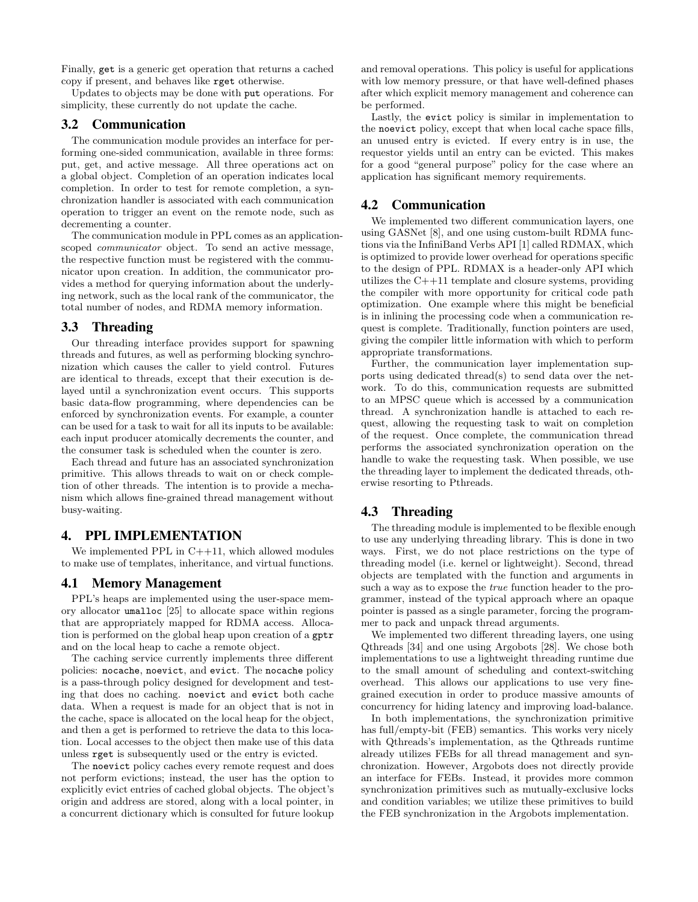Finally, `get` is a generic get operation that returns a cached copy if present, and behaves like `rget` otherwise.

Updates to objects may be done with `put` operations. For simplicity, these currently do not update the cache.

## 3.2 Communication

The communication module provides an interface for performing one-sided communication, available in three forms: put, get, and active message. All three operations act on a global object. Completion of an operation indicates local completion. In order to test for remote completion, a synchronization handler is associated with each communication operation to trigger an event on the remote node, such as decrementing a counter.

The communication module in PPL comes as an application-scoped *communicator* object. To send an active message, the respective function must be registered with the communicator upon creation. In addition, the communicator provides a method for querying information about the underlying network, such as the local rank of the communicator, the total number of nodes, and RDMA memory information.

## 3.3 Threading

Our threading interface provides support for spawning threads and futures, as well as performing blocking synchronization which causes the caller to yield control. Futures are identical to threads, except that their execution is delayed until a synchronization event occurs. This supports basic data-flow programming, where dependencies can be enforced by synchronization events. For example, a counter can be used for a task to wait for all its inputs to be available: each input producer atomically decrements the counter, and the consumer task is scheduled when the counter is zero.

Each thread and future has an associated synchronization primitive. This allows threads to wait on or check completion of other threads. The intention is to provide a mechanism which allows fine-grained thread management without busy-waiting.

# 4. PPL IMPLEMENTATION

We implemented PPL in C++11, which allowed modules to make use of templates, inheritance, and virtual functions.

## 4.1 Memory Management

PPL's heaps are implemented using the user-space memory allocator `umalloc` [25] to allocate space within regions that are appropriately mapped for RDMA access. Allocation is performed on the global heap upon creation of a `gptr` and on the local heap to cache a remote object.

The caching service currently implements three different policies: `nocache`, `noevict`, and `evict`. The `nocache` policy is a pass-through policy designed for development and testing that does no caching. `noevict` and `evict` both cache data. When a request is made for an object that is not in the cache, space is allocated on the local heap for the object, and then a get is performed to retrieve the data to this location. Local accesses to the object then make use of this data unless `rget` is subsequently used or the entry is evicted.

The `noevict` policy caches every remote request and does not perform evictions; instead, the user has the option to explicitly evict entries of cached global objects. The object's origin and address are stored, along with a local pointer, in a concurrent dictionary which is consulted for future lookup and removal operations. This policy is useful for applications with low memory pressure, or that have well-defined phases after which explicit memory management and coherence can be performed.

Lastly, the `evict` policy is similar in implementation to the `noevict` policy, except that when local cache space fills, an unused entry is evicted. If every entry is in use, the requestor yields until an entry can be evicted. This makes for a good "general purpose" policy for the case where an application has significant memory requirements.

## 4.2 Communication

We implemented two different communication layers, one using GASNet [8], and one using custom-built RDMA functions via the InfiniBand Verbs API [1] called RDMAX, which is optimized to provide lower overhead for operations specific to the design of PPL. RDMAX is a header-only API which utilizes the C++11 template and closure systems, providing the compiler with more opportunity for critical code path optimization. One example where this might be beneficial is in inlining the processing code when a communication request is complete. Traditionally, function pointers are used, giving the compiler little information with which to perform appropriate transformations.

Further, the communication layer implementation supports using dedicated thread(s) to send data over the network. To do this, communication requests are submitted to an MPSC queue which is accessed by a communication thread. A synchronization handle is attached to each request, allowing the requesting task to wait on completion of the request. Once complete, the communication thread performs the associated synchronization operation on the handle to wake the requesting task. When possible, we use the threading layer to implement the dedicated threads, otherwise resorting to Pthreads.

## 4.3 Threading

The threading module is implemented to be flexible enough to use any underlying threading library. This is done in two ways. First, we do not place restrictions on the type of threading model (i.e. kernel or lightweight). Second, thread objects are templated with the function and arguments in such a way as to expose the *true* function header to the programmer, instead of the typical approach where an opaque pointer is passed as a single parameter, forcing the programmer to pack and unpack thread arguments.

We implemented two different threading layers, one using Qthreads [34] and one using Argobots [28]. We chose both implementations to use a lightweight threading runtime due to the small amount of scheduling and context-switching overhead. This allows our applications to use very fine-grained execution in order to produce massive amounts of concurrency for hiding latency and improving load-balance.

In both implementations, the synchronization primitive has full/empty-bit (FEB) semantics. This works very nicely with Qthreads's implementation, as the Qthreads runtime already utilizes FEBs for all thread management and synchronization. However, Argobots does not directly provide an interface for FEBs. Instead, it provides more common synchronization primitives such as mutually-exclusive locks and condition variables; we utilize these primitives to build the FEB synchronization in the Argobots implementation.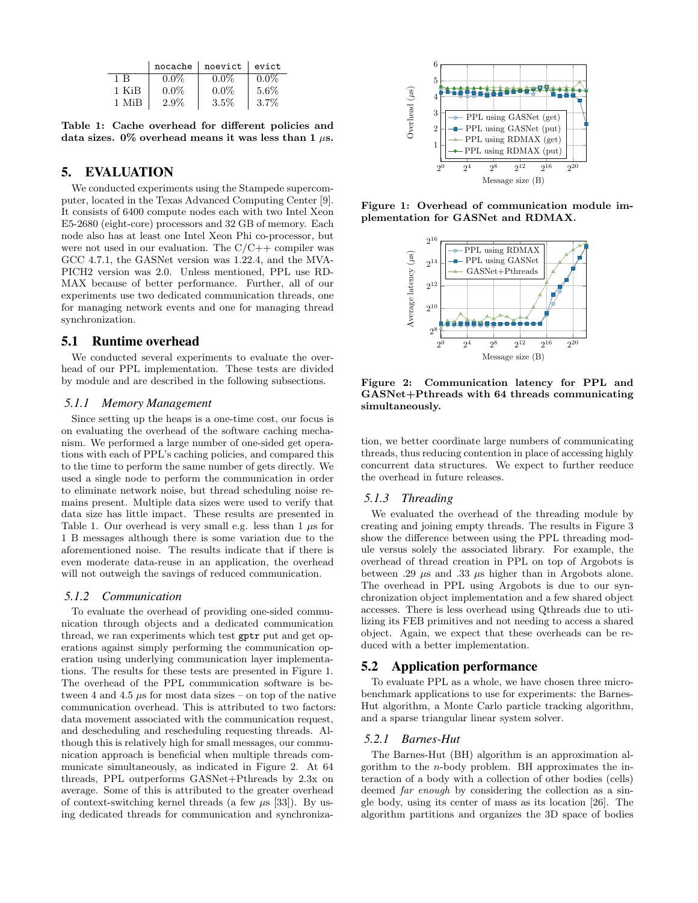|  | `nocache` | `noevict` | `evict` |
|---|---|---|---|
| 1 B | 0.0% | 0.0% | 0.0% |
| 1 KiB | 0.0% | 0.0% | 5.6% |
| 1 MiB | 2.9% | 3.5% | 3.7% |

**Table 1: Cache overhead for different policies and data sizes. 0% overhead means it was less than 1 $\mu$s.**

## 5. EVALUATION

We conducted experiments using the Stampede supercomputer, located in the Texas Advanced Computing Center [9]. It consists of 6400 compute nodes each with two Intel Xeon E5-2680 (eight-core) processors and 32 GB of memory. Each node also has at least one Intel Xeon Phi co-processor, but were not used in our evaluation. The C/C++ compiler was GCC 4.7.1, the GASNet version was 1.22.4, and the MVAPICH2 version was 2.0. Unless mentioned, PPL use RDMAX because of better performance. Further, all of our experiments use two dedicated communication threads, one for managing network events and one for managing thread synchronization.

### 5.1 Runtime overhead

We conducted several experiments to evaluate the overhead of our PPL implementation. These tests are divided by module and are described in the following subsections.

#### 5.1.1 *Memory Management*

Since setting up the heaps is a one-time cost, our focus is on evaluating the overhead of the software caching mechanism. We performed a large number of one-sided get operations with each of PPL's caching policies, and compared this to the time to perform the same number of gets directly. We used a single node to perform the communication in order to eliminate network noise, but thread scheduling noise remains present. Multiple data sizes were used to verify that data size has little impact. These results are presented in Table 1. Our overhead is very small e.g. less than 1 $\mu$s for 1 B messages although there is some variation due to the aforementioned noise. The results indicate that if there is even moderate data-reuse in an application, the overhead will not outweigh the savings of reduced communication.

#### 5.1.2 *Communication*

To evaluate the overhead of providing one-sided communication through objects and a dedicated communication thread, we ran experiments which test `gptr` put and get operations against simply performing the communication operation using underlying communication layer implementations. The results for these tests are presented in Figure 1. The overhead of the PPL communication software is between 4 and 4.5 $\mu$s for most data sizes – on top of the native communication overhead. This is attributed to two factors: data movement associated with the communication request, and descheduling and rescheduling requesting threads. Although this is relatively high for small messages, our communication approach is beneficial when multiple threads communicate simultaneously, as indicated in Figure 2. At 64 threads, PPL outperforms GASNet+Pthreads by 2.3x on average. Some of this is attributed to the greater overhead of context-switching kernel threads (a few $\mu$s [33]). By using dedicated threads for communication and synchronization, we better coordinate large numbers of communicating threads, thus reducing contention in place of accessing highly concurrent data structures. We expect to further reeduce the overhead in future releases.

**Figure 1: Overhead of communication module implementation for GASNet and RDMAX.**

**Figure 2: Communication latency for PPL and GASNet+Pthreads with 64 threads communicating simultaneously.**

#### 5.1.3 *Threading*

We evaluated the overhead of the threading module by creating and joining empty threads. The results in Figure 3 show the difference between using the PPL threading module versus solely the associated library. For example, the overhead of thread creation in PPL on top of Argobots is between .29 $\mu$s and .33 $\mu$s higher than in Argobots alone. The overhead in PPL using Argobots is due to our synchronization object implementation and a few shared object accesses. There is less overhead using Qthreads due to utilizing its FEB primitives and not needing to access a shared object. Again, we expect that these overheads can be reduced with a better implementation.

### 5.2 Application performance

To evaluate PPL as a whole, we have chosen three microbenchmark applications to use for experiments: the Barnes-Hut algorithm, a Monte Carlo particle tracking algorithm, and a sparse triangular linear system solver.

#### 5.2.1 *Barnes-Hut*

The Barnes-Hut (BH) algorithm is an approximation algorithm to the $n$-body problem. BH approximates the interaction of a body with a collection of other bodies (cells) deemed *far enough* by considering the collection as a single body, using its center of mass as its location [26]. The algorithm partitions and organizes the 3D space of bodies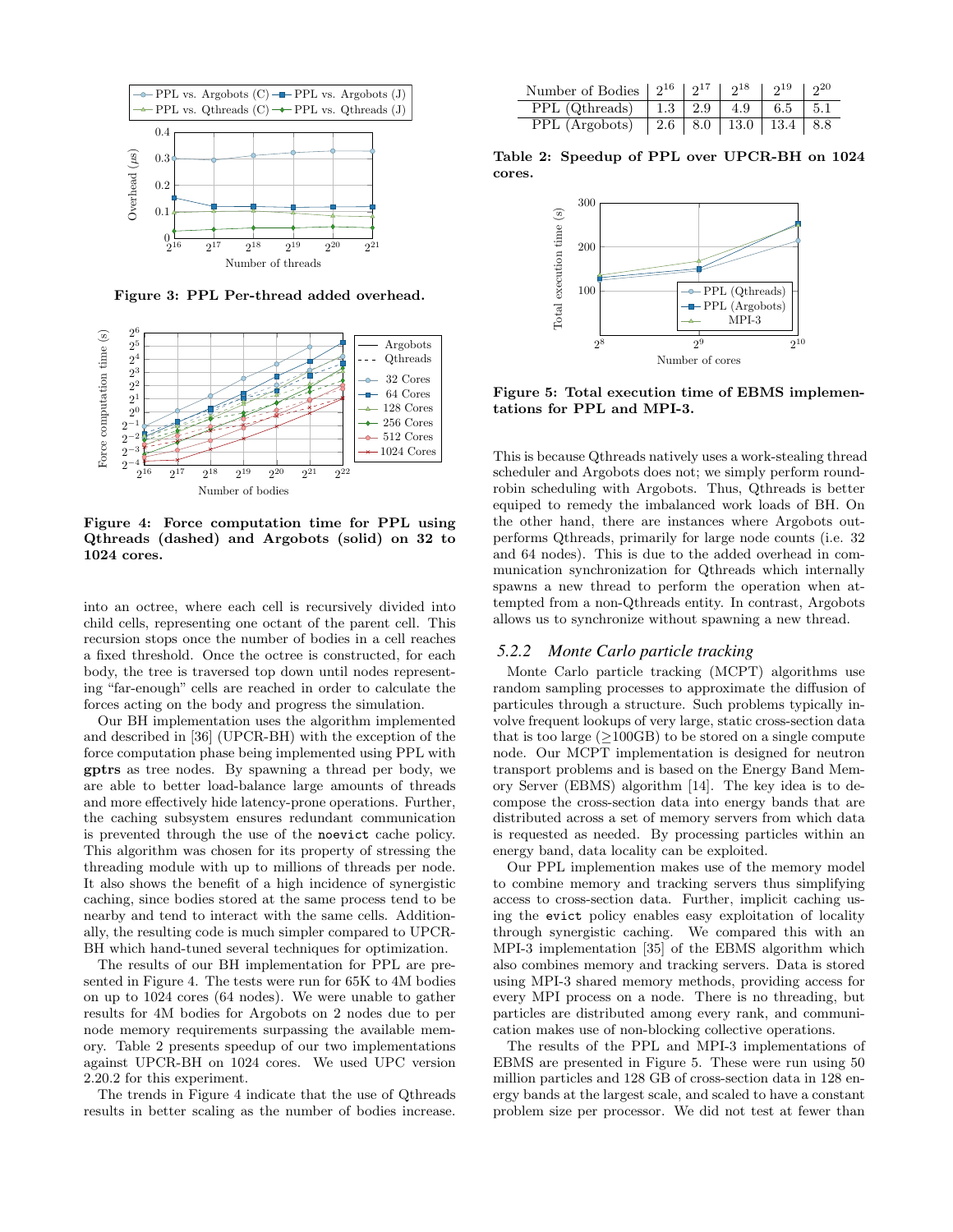Figure 3: PPL Per-thread added overhead.

Figure 4: Force computation time for PPL using Qthreads (dashed) and Argobots (solid) on 32 to 1024 cores.

into an octree, where each cell is recursively divided into child cells, representing one octant of the parent cell. This recursion stops once the number of bodies in a cell reaches a fixed threshold. Once the octree is constructed, for each body, the tree is traversed top down until nodes representing "far-enough" cells are reached in order to calculate the forces acting on the body and progress the simulation.

Our BH implementation uses the algorithm implemented and described in [36] (UPCR-BH) with the exception of the force computation phase being implemented using PPL with **gptrs** as tree nodes. By spawning a thread per body, we are able to better load-balance large amounts of threads and more effectively hide latency-prone operations. Further, the caching subsystem ensures redundant communication is prevented through the use of the `noevict` cache policy. This algorithm was chosen for its property of stressing the threading module with up to millions of threads per node. It also shows the benefit of a high incidence of synergistic caching, since bodies stored at the same process tend to be nearby and tend to interact with the same cells. Additionally, the resulting code is much simpler compared to UPCR-BH which hand-tuned several techniques for optimization.

The results of our BH implementation for PPL are presented in Figure 4. The tests were run for 65K to 4M bodies on up to 1024 cores (64 nodes). We were unable to gather results for 4M bodies for Argobots on 2 nodes due to per node memory requirements surpassing the available memory. Table 2 presents speedup of our two implementations against UPCR-BH on 1024 cores. We used UPC version 2.20.2 for this experiment.

The trends in Figure 4 indicate that the use of Qthreads results in better scaling as the number of bodies increase.

| Number of Bodies | $2^{16}$ | $2^{17}$ | $2^{18}$ | $2^{19}$ | $2^{20}$ |
|---|---|---|---|---|---|
| PPL (Qthreads) | 1.3 | 2.9 | 4.9 | 6.5 | 5.1 |
| PPL (Argobots) | 2.6 | 8.0 | 13.0 | 13.4 | 8.8 |

**Table 2: Speedup of PPL over UPCR-BH on 1024 cores.**

Figure 5: Total execution time of EBMS implementations for PPL and MPI-3.

This is because Qthreads natively uses a work-stealing thread scheduler and Argobots does not; we simply perform round-robin scheduling with Argobots. Thus, Qthreads is better equiped to remedy the imbalanced work loads of BH. On the other hand, there are instances where Argobots outperforms Qthreads, primarily for large node counts (i.e. 32 and 64 nodes). This is due to the added overhead in communication synchronization for Qthreads which internally spawns a new thread to perform the operation when attempted from a non-Qthreads entity. In contrast, Argobots allows us to synchronize without spawning a new thread.

### *5.2.2 Monte Carlo particle tracking*

Monte Carlo particle tracking (MCPT) algorithms use random sampling processes to approximate the diffusion of particules through a structure. Such problems typically involve frequent lookups of very large, static cross-section data that is too large (≥100GB) to be stored on a single compute node. Our MCPT implementation is designed for neutron transport problems and is based on the Energy Band Memory Server (EBMS) algorithm [14]. The key idea is to decompose the cross-section data into energy bands that are distributed across a set of memory servers from which data is requested as needed. By processing particles within an energy band, data locality can be exploited.

Our PPL implemention makes use of the memory model to combine memory and tracking servers thus simplifying access to cross-section data. Further, implicit caching using the `evict` policy enables easy exploitation of locality through synergistic caching. We compared this with an MPI-3 implementation [35] of the EBMS algorithm which also combines memory and tracking servers. Data is stored using MPI-3 shared memory methods, providing access for every MPI process on a node. There is no threading, but particles are distributed among every rank, and communication makes use of non-blocking collective operations.

The results of the PPL and MPI-3 implementations of EBMS are presented in Figure 5. These were run using 50 million particles and 128 GB of cross-section data in 128 energy bands at the largest scale, and scaled to have a constant problem size per processor. We did not test at fewer than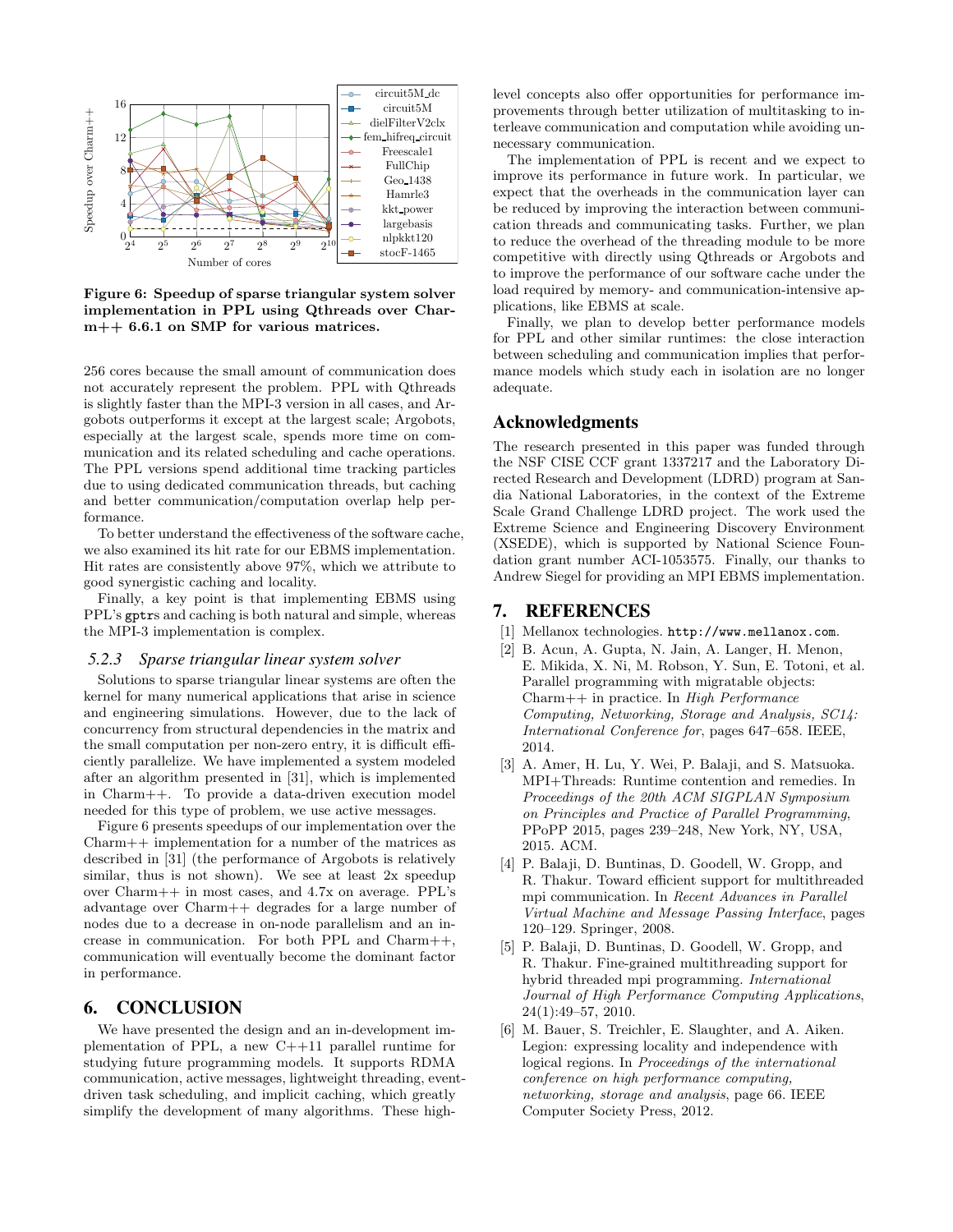Figure 6: Speedup of sparse triangular system solver implementation in PPL using Qthreads over Charm++ 6.6.1 on SMP for various matrices.

256 cores because the small amount of communication does not accurately represent the problem. PPL with Qthreads is slightly faster than the MPI-3 version in all cases, and Argobots outperforms it except at the largest scale; Argobots, especially at the largest scale, spends more time on communication and its related scheduling and cache operations. The PPL versions spend additional time tracking particles due to using dedicated communication threads, but caching and better communication/computation overlap help performance.

To better understand the effectiveness of the software cache, we also examined its hit rate for our EBMS implementation. Hit rates are consistently above 97%, which we attribute to good synergistic caching and locality.

Finally, a key point is that implementing EBMS using PPL's `gptr`s and caching is both natural and simple, whereas the MPI-3 implementation is complex.

### 5.2.3 Sparse triangular linear system solver

Solutions to sparse triangular linear systems are often the kernel for many numerical applications that arise in science and engineering simulations. However, due to the lack of concurrency from structural dependencies in the matrix and the small computation per non-zero entry, it is difficult efficiently parallelize. We have implemented a system modeled after an algorithm presented in [31], which is implemented in Charm++. To provide a data-driven execution model needed for this type of problem, we use active messages.

Figure 6 presents speedups of our implementation over the Charm++ implementation for a number of the matrices as described in [31] (the performance of Argobots is relatively similar, thus is not shown). We see at least 2x speedup over Charm++ in most cases, and 4.7x on average. PPL's advantage over Charm++ degrades for a large number of nodes due to a decrease in on-node parallelism and an increase in communication. For both PPL and Charm++, communication will eventually become the dominant factor in performance.

## 6. CONCLUSION

We have presented the design and an in-development implementation of PPL, a new C++11 parallel runtime for studying future programming models. It supports RDMA communication, active messages, lightweight threading, event-driven task scheduling, and implicit caching, which greatly simplify the development of many algorithms. These high-level concepts also offer opportunities for performance improvements through better utilization of multitasking to interleave communication and computation while avoiding unnecessary communication.

The implementation of PPL is recent and we expect to improve its performance in future work. In particular, we expect that the overheads in the communication layer can be reduced by improving the interaction between communication threads and communicating tasks. Further, we plan to reduce the overhead of the threading module to be more competitive with directly using Qthreads or Argobots and to improve the performance of our software cache under the load required by memory- and communication-intensive applications, like EBMS at scale.

Finally, we plan to develop better performance models for PPL and other similar runtimes: the close interaction between scheduling and communication implies that performance models which study each in isolation are no longer adequate.

## Acknowledgments

The research presented in this paper was funded through the NSF CISE CCF grant 1337217 and the Laboratory Directed Research and Development (LDRD) program at Sandia National Laboratories, in the context of the Extreme Scale Grand Challenge LDRD project. The work used the Extreme Science and Engineering Discovery Environment (XSEDE), which is supported by National Science Foundation grant number ACI-1053575. Finally, our thanks to Andrew Siegel for providing an MPI EBMS implementation.

## 7. REFERENCES

[1] Mellanox technologies. `http://www.mellanox.com`.

[2] B. Acun, A. Gupta, N. Jain, A. Langer, H. Menon, E. Mikida, X. Ni, M. Robson, Y. Sun, E. Totoni, et al. Parallel programming with migratable objects: Charm++ in practice. In *High Performance Computing, Networking, Storage and Analysis, SC14: International Conference for*, pages 647–658. IEEE, 2014.

[3] A. Amer, H. Lu, Y. Wei, P. Balaji, and S. Matsuoka. MPI+Threads: Runtime contention and remedies. In *Proceedings of the 20th ACM SIGPLAN Symposium on Principles and Practice of Parallel Programming*, PPoPP 2015, pages 239–248, New York, NY, USA, 2015. ACM.

[4] P. Balaji, D. Buntinas, D. Goodell, W. Gropp, and R. Thakur. Toward efficient support for multithreaded mpi communication. In *Recent Advances in Parallel Virtual Machine and Message Passing Interface*, pages 120–129. Springer, 2008.

[5] P. Balaji, D. Buntinas, D. Goodell, W. Gropp, and R. Thakur. Fine-grained multithreading support for hybrid threaded mpi programming. *International Journal of High Performance Computing Applications*, 24(1):49–57, 2010.

[6] M. Bauer, S. Treichler, E. Slaughter, and A. Aiken. Legion: expressing locality and independence with logical regions. In *Proceedings of the international conference on high performance computing, networking, storage and analysis*, page 66. IEEE Computer Society Press, 2012.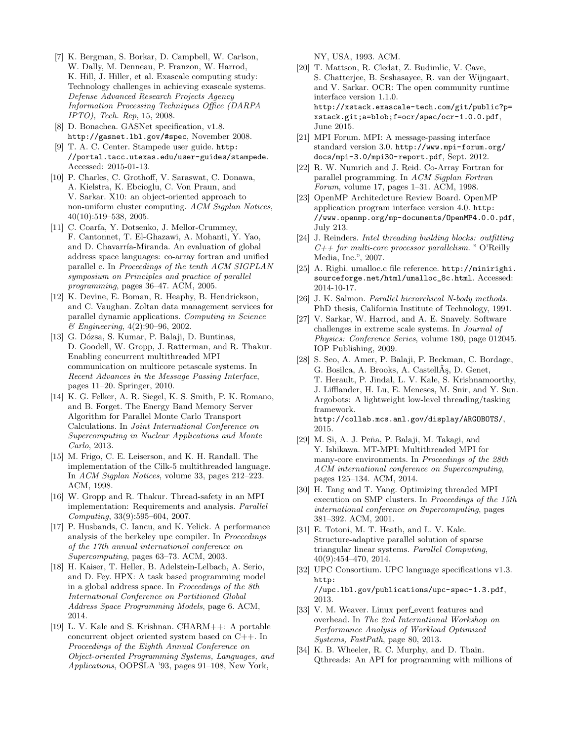[7] K. Bergman, S. Borkar, D. Campbell, W. Carlson, W. Dally, M. Denneau, P. Franzon, W. Harrod, K. Hill, J. Hiller, et al. Exascale computing study: Technology challenges in achieving exascale systems. *Defense Advanced Research Projects Agency Information Processing Techniques Office (DARPA IPTO), Tech. Rep*, 15, 2008.

[8] D. Bonachea. GASNet specification, v1.8. http://gasnet.lbl.gov/#spec, November 2008.

[9] T. A. C. Center. Stampede user guide. http://portal.tacc.utexas.edu/user-guides/stampede. Accessed: 2015-01-13.

[10] P. Charles, C. Grothoff, V. Saraswat, C. Donawa, A. Kielstra, K. Ebcioglu, C. Von Praun, and V. Sarkar. X10: an object-oriented approach to non-uniform cluster computing. *ACM Sigplan Notices*, 40(10):519–538, 2005.

[11] C. Coarfa, Y. Dotsenko, J. Mellor-Crummey, F. Cantonnet, T. El-Ghazawi, A. Mohanti, Y. Yao, and D. Chavarría-Miranda. An evaluation of global address space languages: co-array fortran and unified parallel c. In *Proceedings of the tenth ACM SIGPLAN symposium on Principles and practice of parallel programming*, pages 36–47. ACM, 2005.

[12] K. Devine, E. Boman, R. Heaphy, B. Hendrickson, and C. Vaughan. Zoltan data management services for parallel dynamic applications. *Computing in Science & Engineering*, 4(2):90–96, 2002.

[13] G. Dózsa, S. Kumar, P. Balaji, D. Buntinas, D. Goodell, W. Gropp, J. Ratterman, and R. Thakur. Enabling concurrent multithreaded MPI communication on multicore petascale systems. In *Recent Advances in the Message Passing Interface*, pages 11–20. Springer, 2010.

[14] K. G. Felker, A. R. Siegel, K. S. Smith, P. K. Romano, and B. Forget. The Energy Band Memory Server Algorithm for Parallel Monte Carlo Transport Calculations. In *Joint International Conference on Supercomputing in Nuclear Applications and Monte Carlo*, 2013.

[15] M. Frigo, C. E. Leiserson, and K. H. Randall. The implementation of the Cilk-5 multithreaded language. In *ACM Sigplan Notices*, volume 33, pages 212–223. ACM, 1998.

[16] W. Gropp and R. Thakur. Thread-safety in an MPI implementation: Requirements and analysis. *Parallel Computing*, 33(9):595–604, 2007.

[17] P. Husbands, C. Iancu, and K. Yelick. A performance analysis of the berkeley upc compiler. In *Proceedings of the 17th annual international conference on Supercomputing*, pages 63–73. ACM, 2003.

[18] H. Kaiser, T. Heller, B. Adelstein-Lelbach, A. Serio, and D. Fey. HPX: A task based programming model in a global address space. In *Proceedings of the 8th International Conference on Partitioned Global Address Space Programming Models*, page 6. ACM, 2014.

[19] L. V. Kale and S. Krishnan. CHARM++: A portable concurrent object oriented system based on C++. In *Proceedings of the Eighth Annual Conference on Object-oriented Programming Systems, Languages, and Applications*, OOPSLA '93, pages 91–108, New York, NY, USA, 1993. ACM.

[20] T. Mattson, R. Cledat, Z. Budimlic, V. Cave, S. Chatterjee, B. Seshasayee, R. van der Wijngaart, and V. Sarkar. OCR: The open community runtime interface version 1.1.0. http://xstack.exascale-tech.com/git/public?p=xstack.git;a=blob;f=ocr/spec/ocr-1.0.0.pdf, June 2015.

[21] MPI Forum. MPI: A message-passing interface standard version 3.0. http://www.mpi-forum.org/docs/mpi-3.0/mpi30-report.pdf, Sept. 2012.

[22] R. W. Numrich and J. Reid. Co-Array Fortran for parallel programming. In *ACM Sigplan Fortran Forum*, volume 17, pages 1–31. ACM, 1998.

[23] OpenMP Architedcture Review Board. OpenMP application program interface version 4.0. http://www.openmp.org/mp-documents/OpenMP4.0.0.pdf, July 213.

[24] J. Reinders. *Intel threading building blocks: outfitting C++ for multi-core processor parallelism.* " O'Reilly Media, Inc.", 2007.

[25] A. Righi. umalloc.c file reference. http://minirighi.sourceforge.net/html/umalloc_8c.html. Accessed: 2014-10-17.

[26] J. K. Salmon. *Parallel hierarchical N-body methods*. PhD thesis, California Institute of Technology, 1991.

[27] V. Sarkar, W. Harrod, and A. E. Snavely. Software challenges in extreme scale systems. In *Journal of Physics: Conference Series*, volume 180, page 012045. IOP Publishing, 2009.

[28] S. Seo, A. Amer, P. Balaji, P. Beckman, C. Bordage, G. Bosilca, A. Brooks, A. CastellÃş, D. Genet, T. Herault, P. Jindal, L. V. Kale, S. Krishnamoorthy, J. Lifflander, H. Lu, E. Meneses, M. Snir, and Y. Sun. Argobots: A lightweight low-level threading/tasking framework. http://collab.mcs.anl.gov/display/ARGOBOTS/, 2015.

[29] M. Si, A. J. Peña, P. Balaji, M. Takagi, and Y. Ishikawa. MT-MPI: Multithreaded MPI for many-core environments. In *Proceedings of the 28th ACM international conference on Supercomputing*, pages 125–134. ACM, 2014.

[30] H. Tang and T. Yang. Optimizing threaded MPI execution on SMP clusters. In *Proceedings of the 15th international conference on Supercomputing*, pages 381–392. ACM, 2001.

[31] E. Totoni, M. T. Heath, and L. V. Kale. Structure-adaptive parallel solution of sparse triangular linear systems. *Parallel Computing*, 40(9):454–470, 2014.

[32] UPC Consortium. UPC language specifications v1.3. http://upc.lbl.gov/publications/upc-spec-1.3.pdf, 2013.

[33] V. M. Weaver. Linux perf_event features and overhead. In *The 2nd International Workshop on Performance Analysis of Workload Optimized Systems, FastPath*, page 80, 2013.

[34] K. B. Wheeler, R. C. Murphy, and D. Thain. Qthreads: An API for programming with millions of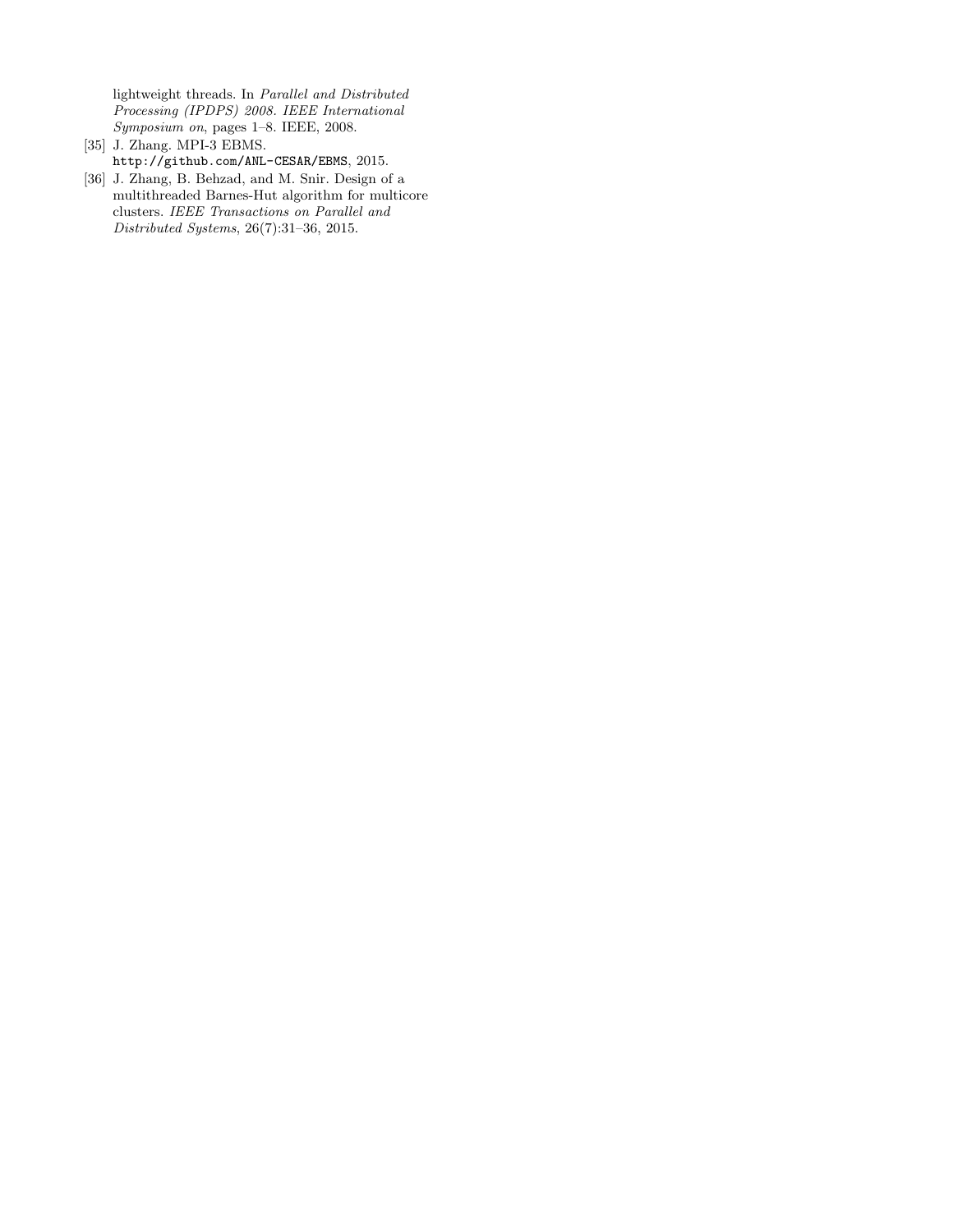lightweight threads. In *Parallel and Distributed Processing (IPDPS) 2008. IEEE International Symposium on*, pages 1–8. IEEE, 2008.

[35] J. Zhang. MPI-3 EBMS. `http://github.com/ANL-CESAR/EBMS`, 2015.

[36] J. Zhang, B. Behzad, and M. Snir. Design of a multithreaded Barnes-Hut algorithm for multicore clusters. *IEEE Transactions on Parallel and Distributed Systems*, 26(7):31–36, 2015.